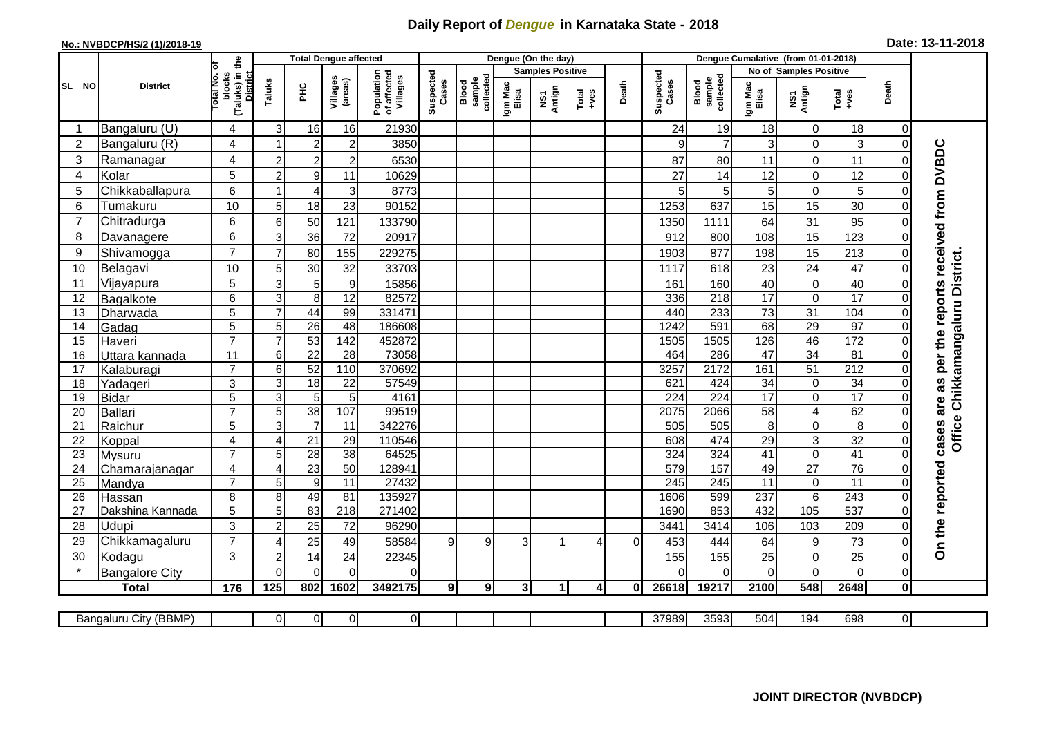# Daily Report of *Dengue* in Karnataka State - 2018

**No.: NVBDCP/HS/2 (1)/2018-19**

**Date: 13-11-2018**

| SL NO | District | Total No. of blocks (Taluks) in the District | Total Dengue affected | | | | Dengue (On the day) | | | | | | | Dengue Cumalative (from 01-01-2018) | | | | | | | |
|---|---|---|---|---|---|---|---|---|---|---|---|---|---|---|---|---|---|---|---|---|
| | | | Taluks | PHC | Villages (areas) | Population of affected Villages | Suspected Cases | Blood sample collected | Samples Positive | | | Death | Suspected Cases | Blood sample collected | No of Samples Positive | | | Death | |
| | | | | | | | | | Igm Mac Elisa | NS1 Antign | Total +ves | | | | Igm Mac Elisa | NS1 Antign | Total +ves | | |
| 1 | Bangaluru (U) | 4 | 3 | 16 | 16 | 21930 | | | | | | | 24 | 19 | 18 | 0 | 18 | 0 | On the reported cases are as per the reports received from DVBDC Office Chikkamangaluru District. |
| 2 | Bangaluru (R) | 4 | 1 | 2 | 2 | 3850 | | | | | | | 9 | 7 | 3 | 0 | 3 | 0 | |
| 3 | Ramanagar | 4 | 2 | 2 | 2 | 6530 | | | | | | | 87 | 80 | 11 | 0 | 11 | 0 | |
| 4 | Kolar | 5 | 2 | 9 | 11 | 10629 | | | | | | | 27 | 14 | 12 | 0 | 12 | 0 | |
| 5 | Chikkaballapura | 6 | 1 | 4 | 3 | 8773 | | | | | | | 5 | 5 | 5 | 0 | 5 | 0 | |
| 6 | Tumakuru | 10 | 5 | 18 | 23 | 90152 | | | | | | | 1253 | 637 | 15 | 15 | 30 | 0 | |
| 7 | Chitradurga | 6 | 6 | 50 | 121 | 133790 | | | | | | | 1350 | 1111 | 64 | 31 | 95 | 0 | |
| 8 | Davanagere | 6 | 3 | 36 | 72 | 20917 | | | | | | | 912 | 800 | 108 | 15 | 123 | 0 | |
| 9 | Shivamogga | 7 | 7 | 80 | 155 | 229275 | | | | | | | 1903 | 877 | 198 | 15 | 213 | 0 | |
| 10 | Belagavi | 10 | 5 | 30 | 32 | 33703 | | | | | | | 1117 | 618 | 23 | 24 | 47 | 0 | |
| 11 | Vijayapura | 5 | 3 | 5 | 9 | 15856 | | | | | | | 161 | 160 | 40 | 0 | 40 | 0 | |
| 12 | Bagalkote | 6 | 3 | 8 | 12 | 82572 | | | | | | | 336 | 218 | 17 | 0 | 17 | 0 | |
| 13 | Dharwada | 5 | 7 | 44 | 99 | 331471 | | | | | | | 440 | 233 | 73 | 31 | 104 | 0 | |
| 14 | Gadag | 5 | 5 | 26 | 48 | 186608 | | | | | | | 1242 | 591 | 68 | 29 | 97 | 0 | |
| 15 | Haveri | 7 | 7 | 53 | 142 | 452872 | | | | | | | 1505 | 1505 | 126 | 46 | 172 | 0 | |
| 16 | Uttara kannada | 11 | 6 | 22 | 28 | 73058 | | | | | | | 464 | 286 | 47 | 34 | 81 | 0 | |
| 17 | Kalaburagi | 7 | 6 | 52 | 110 | 370692 | | | | | | | 3257 | 2172 | 161 | 51 | 212 | 0 | |
| 18 | Yadageri | 3 | 3 | 18 | 22 | 57549 | | | | | | | 621 | 424 | 34 | 0 | 34 | 0 | |
| 19 | Bidar | 5 | 3 | 5 | 5 | 4161 | | | | | | | 224 | 224 | 17 | 0 | 17 | 0 | |
| 20 | Ballari | 7 | 5 | 38 | 107 | 99519 | | | | | | | 2075 | 2066 | 58 | 4 | 62 | 0 | |
| 21 | Raichur | 5 | 3 | 7 | 11 | 342276 | | | | | | | 505 | 505 | 8 | 0 | 8 | 0 | |
| 22 | Koppal | 4 | 4 | 21 | 29 | 110546 | | | | | | | 608 | 474 | 29 | 3 | 32 | 0 | |
| 23 | Mysuru | 7 | 5 | 28 | 38 | 64525 | | | | | | | 324 | 324 | 41 | 0 | 41 | 0 | |
| 24 | Chamarajanagar | 4 | 4 | 23 | 50 | 128941 | | | | | | | 579 | 157 | 49 | 27 | 76 | 0 | |
| 25 | Mandya | 7 | 5 | 9 | 11 | 27432 | | | | | | | 245 | 245 | 11 | 0 | 11 | 0 | |
| 26 | Hassan | 8 | 8 | 49 | 81 | 135927 | | | | | | | 1606 | 599 | 237 | 6 | 243 | 0 | |
| 27 | Dakshina Kannada | 5 | 5 | 83 | 218 | 271402 | | | | | | | 1690 | 853 | 432 | 105 | 537 | 0 | |
| 28 | Udupi | 3 | 2 | 25 | 72 | 96290 | | | | | | | 3441 | 3414 | 106 | 103 | 209 | 0 | |
| 29 | Chikkamagaluru | 7 | 4 | 25 | 49 | 58584 | 9 | 9 | 3 | 1 | 4 | 0 | 453 | 444 | 64 | 9 | 73 | 0 | |
| 30 | Kodagu | 3 | 2 | 14 | 24 | 22345 | | | | | | | 155 | 155 | 25 | 0 | 25 | 0 | |
| * | Bangalore City | | 0 | 0 | 0 | 0 | | | | | | | 0 | 0 | 0 | 0 | 0 | 0 | |
| | **Total** | **176** | **125** | **802** | **1602** | **3492175** | **9** | **9** | **3** | **1** | **4** | **0** | **26618** | **19217** | **2100** | **548** | **2648** | **0** | |

| Bangaluru City (BBMP) | | 0 | 0 | 0 | 0 | | | | | | | 37989 | 3593 | 504 | 194 | 698 | 0 |
|---|---|---|---|---|---|---|---|---|---|---|---|---|---|---|---|---|---|

**JOINT DIRECTOR (NVBDCP)**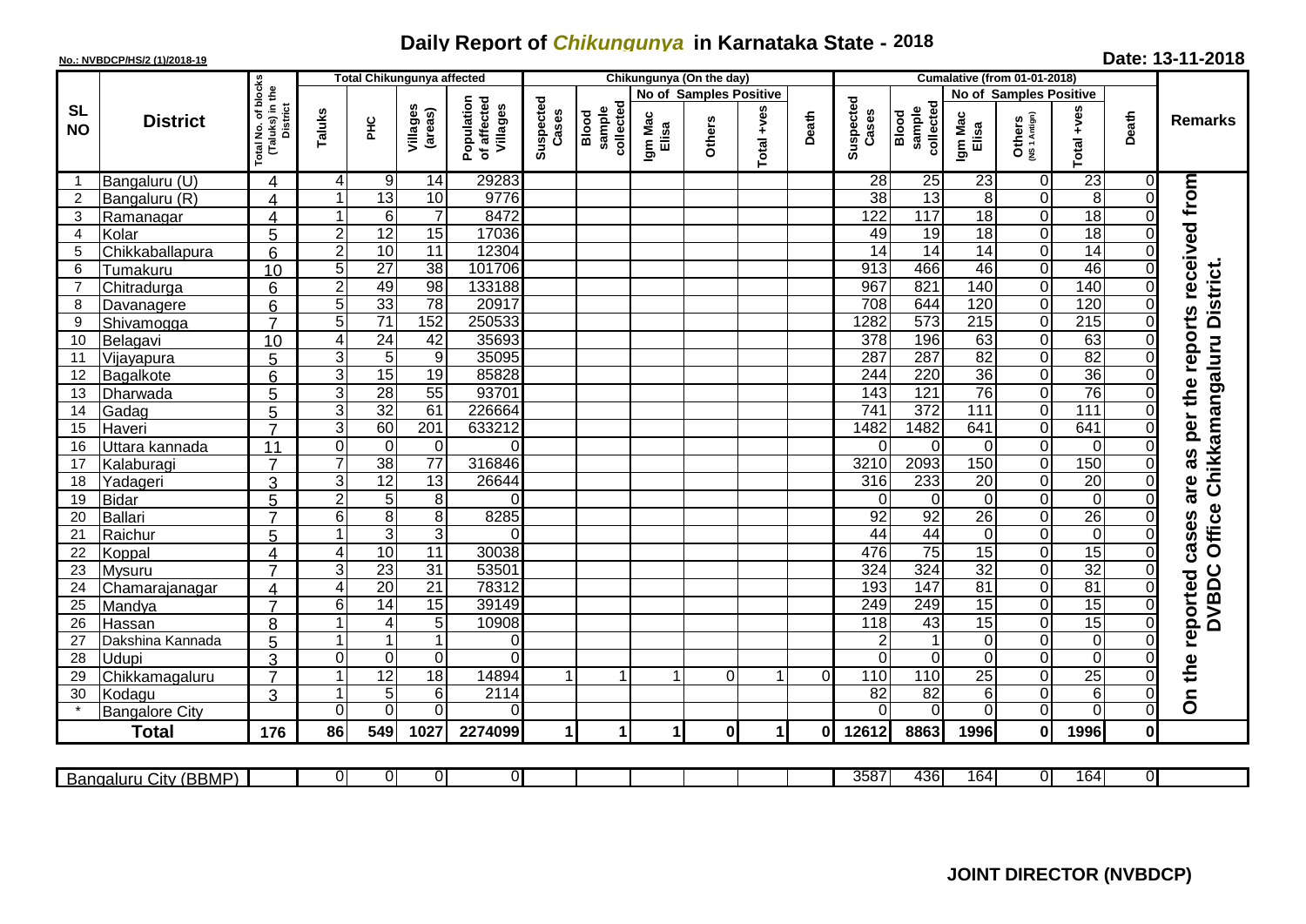# Daily Report of *Chikungunya* in Karnataka State - 2018

**No.: NVBDCP/HS/2 (1)/2018-19**

**Date: 13-11-2018**

| SL NO | District | Total No. of blocks (Taluks) in the District | Total Chikungunya affected | | | | Chikungunya (On the day) | | | | | | | Cumalative (from 01-01-2018) | | | | | | | Remarks |
|---|---|---|---|---|---|---|---|---|---|---|---|---|---|---|---|---|---|---|---|---|---|
| | | | Taluks | PHC | Villages (areas) | Population of affected Villages | Suspected Cases | Blood sample collected | No of Samples Positive | | | Death | Suspected Cases | Blood sample collected | No of Samples Positive | | | Death | |
| | | | | | | | | | Igm Mac Elisa | Others | Total +ves | | | | Igm Mac Elisa | Others (NS 1 Antign) | Total +ves | | |
| 1 | Bangaluru (U) | 4 | 4 | 9 | 14 | 29283 | | | | | | | 28 | 25 | 23 | 0 | 23 | 0 | On the reported cases are as per the reports received from DVBDC Office Chikkamangaluru District. |
| 2 | Bangaluru (R) | 4 | 1 | 13 | 10 | 9776 | | | | | | | 38 | 13 | 8 | 0 | 8 | 0 | |
| 3 | Ramanagar | 4 | 1 | 6 | 7 | 8472 | | | | | | | 122 | 117 | 18 | 0 | 18 | 0 | |
| 4 | Kolar | 5 | 2 | 12 | 15 | 17036 | | | | | | | 49 | 19 | 18 | 0 | 18 | 0 | |
| 5 | Chikkaballapura | 6 | 2 | 10 | 11 | 12304 | | | | | | | 14 | 14 | 14 | 0 | 14 | 0 | |
| 6 | Tumakuru | 10 | 5 | 27 | 38 | 101706 | | | | | | | 913 | 466 | 46 | 0 | 46 | 0 | |
| 7 | Chitradurga | 6 | 2 | 49 | 98 | 133188 | | | | | | | 967 | 821 | 140 | 0 | 140 | 0 | |
| 8 | Davanagere | 6 | 5 | 33 | 78 | 20917 | | | | | | | 708 | 644 | 120 | 0 | 120 | 0 | |
| 9 | Shivamogga | 7 | 5 | 71 | 152 | 250533 | | | | | | | 1282 | 573 | 215 | 0 | 215 | 0 | |
| 10 | Belagavi | 10 | 4 | 24 | 42 | 35693 | | | | | | | 378 | 196 | 63 | 0 | 63 | 0 | |
| 11 | Vijayapura | 5 | 3 | 5 | 9 | 35095 | | | | | | | 287 | 287 | 82 | 0 | 82 | 0 | |
| 12 | Bagalkote | 6 | 3 | 15 | 19 | 85828 | | | | | | | 244 | 220 | 36 | 0 | 36 | 0 | |
| 13 | Dharwada | 5 | 3 | 28 | 55 | 93701 | | | | | | | 143 | 121 | 76 | 0 | 76 | 0 | |
| 14 | Gadag | 5 | 3 | 32 | 61 | 226664 | | | | | | | 741 | 372 | 111 | 0 | 111 | 0 | |
| 15 | Haveri | 7 | 3 | 60 | 201 | 633212 | | | | | | | 1482 | 1482 | 641 | 0 | 641 | 0 | |
| 16 | Uttara kannada | 11 | 0 | 0 | 0 | 0 | | | | | | | 0 | 0 | 0 | 0 | 0 | 0 | |
| 17 | Kalaburagi | 7 | 7 | 38 | 77 | 316846 | | | | | | | 3210 | 2093 | 150 | 0 | 150 | 0 | |
| 18 | Yadageri | 3 | 3 | 12 | 13 | 26644 | | | | | | | 316 | 233 | 20 | 0 | 20 | 0 | |
| 19 | Bidar | 5 | 2 | 5 | 8 | 0 | | | | | | | 0 | 0 | 0 | 0 | 0 | 0 | |
| 20 | Ballari | 7 | 6 | 8 | 8 | 8285 | | | | | | | 92 | 92 | 26 | 0 | 26 | 0 | |
| 21 | Raichur | 5 | 1 | 3 | 3 | 0 | | | | | | | 44 | 44 | 0 | 0 | 0 | 0 | |
| 22 | Koppal | 4 | 4 | 10 | 11 | 30038 | | | | | | | 476 | 75 | 15 | 0 | 15 | 0 | |
| 23 | Mysuru | 7 | 3 | 23 | 31 | 53501 | | | | | | | 324 | 324 | 32 | 0 | 32 | 0 | |
| 24 | Chamarajanagar | 4 | 4 | 20 | 21 | 78312 | | | | | | | 193 | 147 | 81 | 0 | 81 | 0 | |
| 25 | Mandya | 7 | 6 | 14 | 15 | 39149 | | | | | | | 249 | 249 | 15 | 0 | 15 | 0 | |
| 26 | Hassan | 8 | 1 | 4 | 5 | 10908 | | | | | | | 118 | 43 | 15 | 0 | 15 | 0 | |
| 27 | Dakshina Kannada | 5 | 1 | 1 | 1 | 0 | | | | | | | 2 | 1 | 0 | 0 | 0 | 0 | |
| 28 | Udupi | 3 | 0 | 0 | 0 | 0 | | | | | | | 0 | 0 | 0 | 0 | 0 | 0 | |
| 29 | Chikkamagaluru | 7 | 1 | 12 | 18 | 14894 | 1 | 1 | 1 | 0 | 1 | 0 | 110 | 110 | 25 | 0 | 25 | 0 | |
| 30 | Kodagu | 3 | 1 | 5 | 6 | 2114 | | | | | | | 82 | 82 | 6 | 0 | 6 | 0 | |
| * | Bangalore City | | 0 | 0 | 0 | 0 | | | | | | | 0 | 0 | 0 | 0 | 0 | 0 | |
| **Total** | | **176** | **86** | **549** | **1027** | **2274099** | **1** | **1** | **1** | **0** | **1** | **0** | **12612** | **8863** | **1996** | **0** | **1996** | **0** | |

| | | | | | | | | | | | | | | | | | | | | | |
|---|---|---|---|---|---|---|---|---|---|---|---|---|---|---|---|---|---|---|---|---|---|
| | Bangaluru City (BBMP) | | 0 | 0 | 0 | 0 | | | | | | | 3587 | 436 | 164 | 0 | 164 | 0 | |

**JOINT DIRECTOR (NVBDCP)**